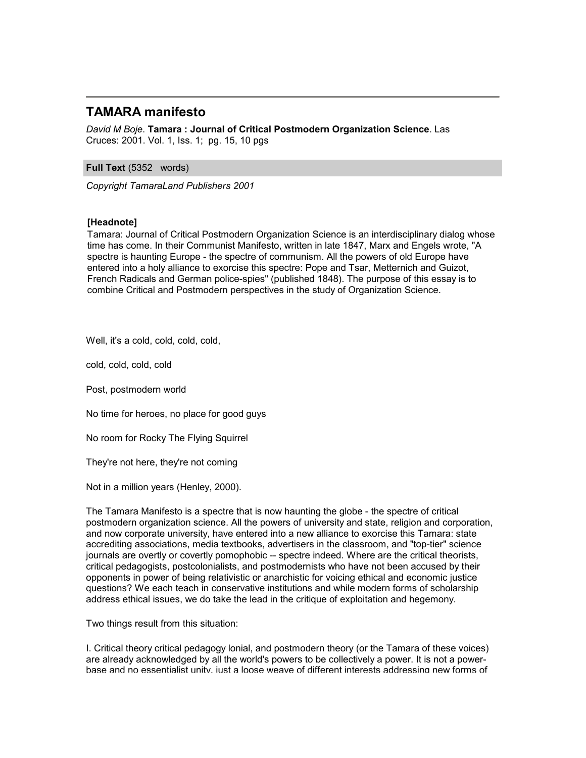# TAMARA manifesto

*David M Boje*. **Tamara : Journal of Critical Postmodern Organization Science**. Las Cruces: 2001. Vol. 1, Iss. 1; pg. 15, 10 pgs

**Full Text** (5352 words)

*Copyright TamaraLand Publishers 2001*

**[Headnote]**

Tamara: Journal of Critical Postmodern Organization Science is an interdisciplinary dialog whose time has come. In their Communist Manifesto, written in late 1847, Marx and Engels wrote, "A spectre is haunting Europe - the spectre of communism. All the powers of old Europe have entered into a holy alliance to exorcise this spectre: Pope and Tsar, Metternich and Guizot, French Radicals and German police-spies" (published 1848). The purpose of this essay is to combine Critical and Postmodern perspectives in the study of Organization Science.

Well, it's a cold, cold, cold, cold,

cold, cold, cold, cold

Post, postmodern world

No time for heroes, no place for good guys

No room for Rocky The Flying Squirrel

They're not here, they're not coming

Not in a million years (Henley, 2000).

The Tamara Manifesto is a spectre that is now haunting the globe - the spectre of critical postmodern organization science. All the powers of university and state, religion and corporation, and now corporate university, have entered into a new alliance to exorcise this Tamara: state accrediting associations, media textbooks, advertisers in the classroom, and "top-tier" science journals are overtly or covertly pomophobic -- spectre indeed. Where are the critical theorists, critical pedagogists, postcolonialists, and postmodernists who have not been accused by their opponents in power of being relativistic or anarchistic for voicing ethical and economic justice questions? We each teach in conservative institutions and while modern forms of scholarship address ethical issues, we do take the lead in the critique of exploitation and hegemony.

Two things result from this situation:

I. Critical theory critical pedagogy lonial, and postmodern theory (or the Tamara of these voices) are already acknowledged by all the world's powers to be collectively a power. It is not a power-base and no essentialist unity, just a loose weave of different interests addressing new forms of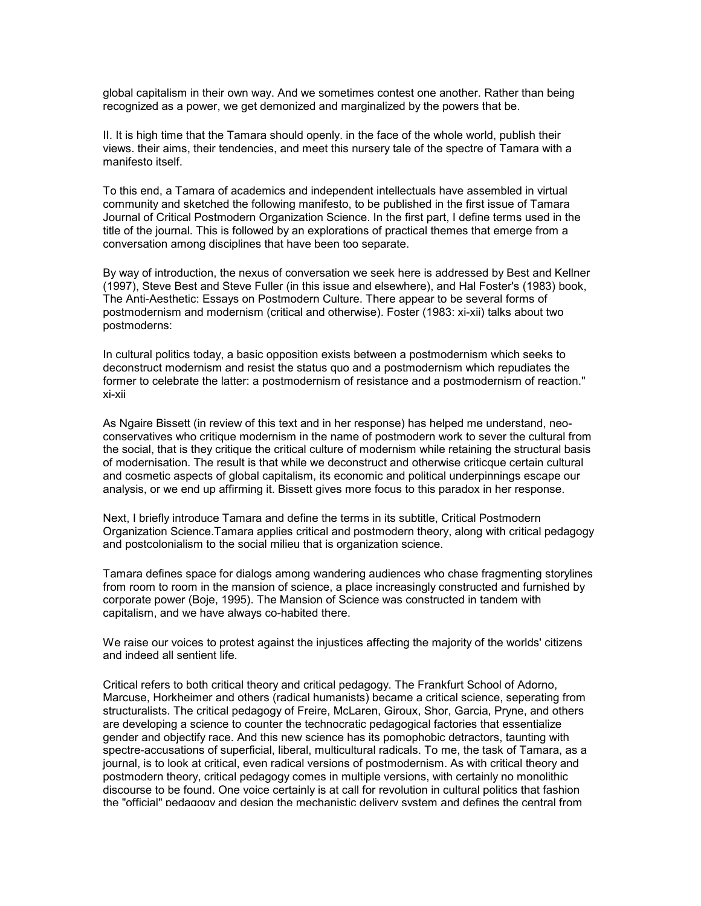global capitalism in their own way. And we sometimes contest one another. Rather than being recognized as a power, we get demonized and marginalized by the powers that be.

II. It is high time that the Tamara should openly. in the face of the whole world, publish their views. their aims, their tendencies, and meet this nursery tale of the spectre of Tamara with a manifesto itself.

To this end, a Tamara of academics and independent intellectuals have assembled in virtual community and sketched the following manifesto, to be published in the first issue of Tamara Journal of Critical Postmodern Organization Science. In the first part, I define terms used in the title of the journal. This is followed by an explorations of practical themes that emerge from a conversation among disciplines that have been too separate.

By way of introduction, the nexus of conversation we seek here is addressed by Best and Kellner (1997), Steve Best and Steve Fuller (in this issue and elsewhere), and Hal Foster's (1983) book, The Anti-Aesthetic: Essays on Postmodern Culture. There appear to be several forms of postmodernism and modernism (critical and otherwise). Foster (1983: xi-xii) talks about two postmoderns:

In cultural politics today, a basic opposition exists between a postmodernism which seeks to deconstruct modernism and resist the status quo and a postmodernism which repudiates the former to celebrate the latter: a postmodernism of resistance and a postmodernism of reaction." xi-xii

As Ngaire Bissett (in review of this text and in her response) has helped me understand, neo-conservatives who critique modernism in the name of postmodern work to sever the cultural from the social, that is they critique the critical culture of modernism while retaining the structural basis of modernisation. The result is that while we deconstruct and otherwise criticque certain cultural and cosmetic aspects of global capitalism, its economic and political underpinnings escape our analysis, or we end up affirming it. Bissett gives more focus to this paradox in her response.

Next, I briefly introduce Tamara and define the terms in its subtitle, Critical Postmodern Organization Science.Tamara applies critical and postmodern theory, along with critical pedagogy and postcolonialism to the social milieu that is organization science.

Tamara defines space for dialogs among wandering audiences who chase fragmenting storylines from room to room in the mansion of science, a place increasingly constructed and furnished by corporate power (Boje, 1995). The Mansion of Science was constructed in tandem with capitalism, and we have always co-habited there.

We raise our voices to protest against the injustices affecting the majority of the worlds' citizens and indeed all sentient life.

Critical refers to both critical theory and critical pedagogy. The Frankfurt School of Adorno, Marcuse, Horkheimer and others (radical humanists) became a critical science, seperating from structuralists. The critical pedagogy of Freire, McLaren, Giroux, Shor, Garcia, Pryne, and others are developing a science to counter the technocratic pedagogical factories that essentialize gender and objectify race. And this new science has its pomophobic detractors, taunting with spectre-accusations of superficial, liberal, multicultural radicals. To me, the task of Tamara, as a journal, is to look at critical, even radical versions of postmodernism. As with critical theory and postmodern theory, critical pedagogy comes in multiple versions, with certainly no monolithic discourse to be found. One voice certainly is at call for revolution in cultural politics that fashion the "official" pedagogy and design the mechanistic delivery system and defines the central from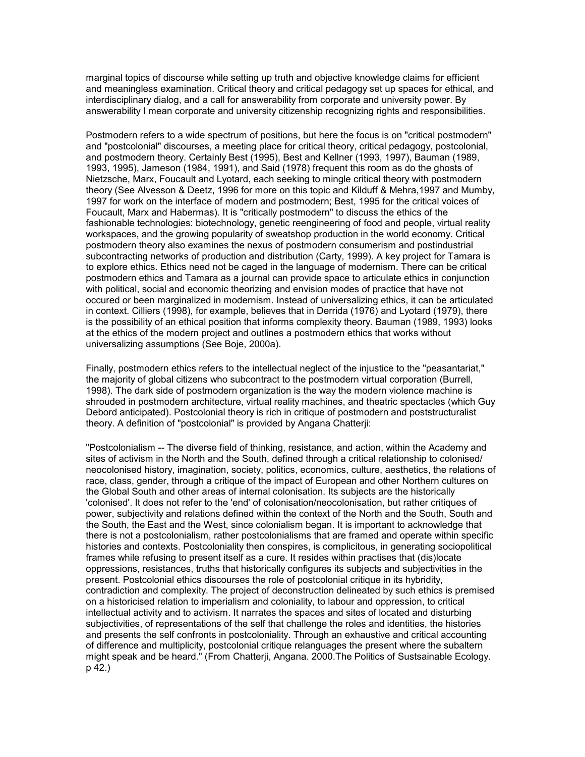marginal topics of discourse while setting up truth and objective knowledge claims for efficient and meaningless examination. Critical theory and critical pedagogy set up spaces for ethical, and interdisciplinary dialog, and a call for answerability from corporate and university power. By answerability I mean corporate and university citizenship recognizing rights and responsibilities.

Postmodern refers to a wide spectrum of positions, but here the focus is on "critical postmodern" and "postcolonial" discourses, a meeting place for critical theory, critical pedagogy, postcolonial, and postmodern theory. Certainly Best (1995), Best and Kellner (1993, 1997), Bauman (1989, 1993, 1995), Jameson (1984, 1991), and Said (1978) frequent this room as do the ghosts of Nietzsche, Marx, Foucault and Lyotard, each seeking to mingle critical theory with postmodern theory (See Alvesson & Deetz, 1996 for more on this topic and Kilduff & Mehra,1997 and Mumby, 1997 for work on the interface of modern and postmodern; Best, 1995 for the critical voices of Foucault, Marx and Habermas). It is "critically postmodern" to discuss the ethics of the fashionable technologies: biotechnology, genetic reengineering of food and people, virtual reality workspaces, and the growing popularity of sweatshop production in the world economy. Critical postmodern theory also examines the nexus of postmodern consumerism and postindustrial subcontracting networks of production and distribution (Carty, 1999). A key project for Tamara is to explore ethics. Ethics need not be caged in the language of modernism. There can be critical postmodern ethics and Tamara as a journal can provide space to articulate ethics in conjunction with political, social and economic theorizing and envision modes of practice that have not occured or been marginalized in modernism. Instead of universalizing ethics, it can be articulated in context. Cilliers (1998), for example, believes that in Derrida (1976) and Lyotard (1979), there is the possibility of an ethical position that informs complexity theory. Bauman (1989, 1993) looks at the ethics of the modern project and outlines a postmodern ethics that works without universalizing assumptions (See Boje, 2000a).

Finally, postmodern ethics refers to the intellectual neglect of the injustice to the "peasantariat," the majority of global citizens who subcontract to the postmodern virtual corporation (Burrell, 1998). The dark side of postmodern organization is the way the modern violence machine is shrouded in postmodern architecture, virtual reality machines, and theatric spectacles (which Guy Debord anticipated). Postcolonial theory is rich in critique of postmodern and poststructuralist theory. A definition of "postcolonial" is provided by Angana Chatterji:

"Postcolonialism -- The diverse field of thinking, resistance, and action, within the Academy and sites of activism in the North and the South, defined through a critical relationship to colonised/ neocolonised history, imagination, society, politics, economics, culture, aesthetics, the relations of race, class, gender, through a critique of the impact of European and other Northern cultures on the Global South and other areas of internal colonisation. Its subjects are the historically 'colonised'. It does not refer to the 'end' of colonisation/neocolonisation, but rather critiques of power, subjectivity and relations defined within the context of the North and the South, South and the South, the East and the West, since colonialism began. It is important to acknowledge that there is not a postcolonialism, rather postcolonialisms that are framed and operate within specific histories and contexts. Postcoloniality then conspires, is complicitous, in generating sociopolitical frames while refusing to present itself as a cure. It resides within practises that (dis)locate oppressions, resistances, truths that historically configures its subjects and subjectivities in the present. Postcolonial ethics discourses the role of postcolonial critique in its hybridity, contradiction and complexity. The project of deconstruction delineated by such ethics is premised on a historicised relation to imperialism and coloniality, to labour and oppression, to critical intellectual activity and to activism. It narrates the spaces and sites of located and disturbing subjectivities, of representations of the self that challenge the roles and identities, the histories and presents the self confronts in postcoloniality. Through an exhaustive and critical accounting of difference and multiplicity, postcolonial critique relanguages the present where the subaltern might speak and be heard." (From Chatterji, Angana. 2000.The Politics of Sustsainable Ecology. p 42.)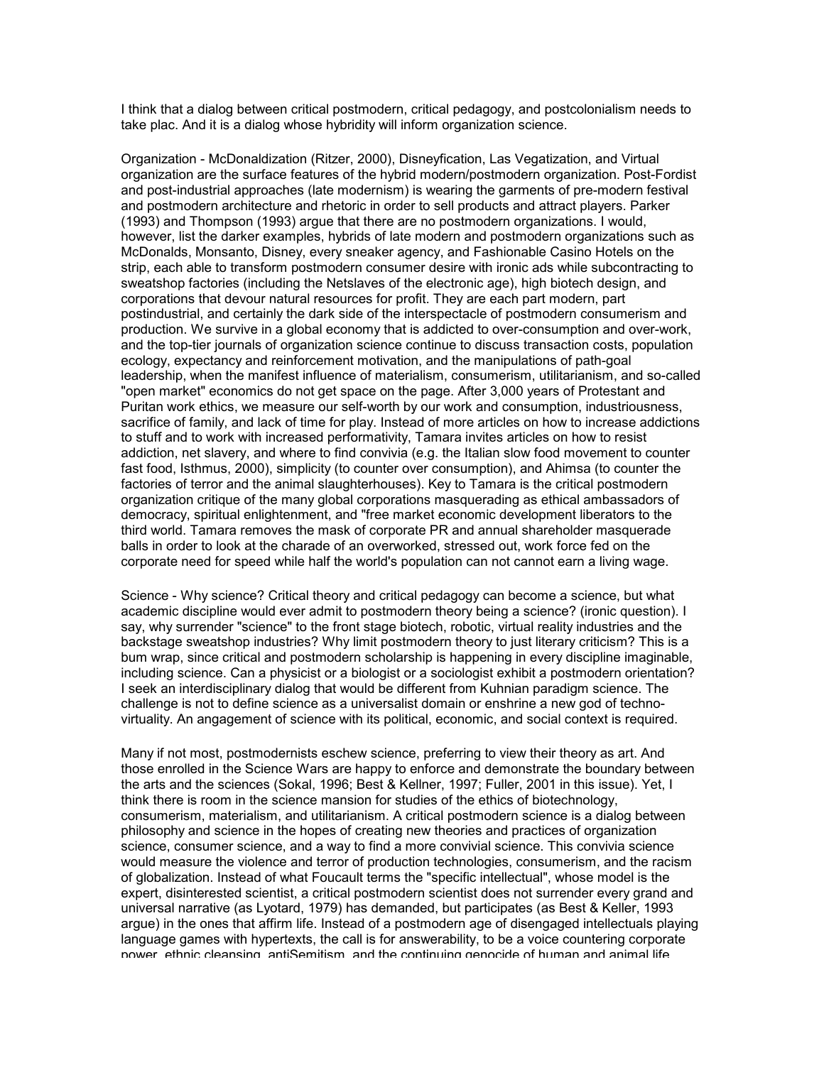I think that a dialog between critical postmodern, critical pedagogy, and postcolonialism needs to take plac. And it is a dialog whose hybridity will inform organization science.

Organization - McDonaldization (Ritzer, 2000), Disneyfication, Las Vegatization, and Virtual organization are the surface features of the hybrid modern/postmodern organization. Post-Fordist and post-industrial approaches (late modernism) is wearing the garments of pre-modern festival and postmodern architecture and rhetoric in order to sell products and attract players. Parker (1993) and Thompson (1993) argue that there are no postmodern organizations. I would, however, list the darker examples, hybrids of late modern and postmodern organizations such as McDonalds, Monsanto, Disney, every sneaker agency, and Fashionable Casino Hotels on the strip, each able to transform postmodern consumer desire with ironic ads while subcontracting to sweatshop factories (including the Netslaves of the electronic age), high biotech design, and corporations that devour natural resources for profit. They are each part modern, part postindustrial, and certainly the dark side of the interspectacle of postmodern consumerism and production. We survive in a global economy that is addicted to over-consumption and over-work, and the top-tier journals of organization science continue to discuss transaction costs, population ecology, expectancy and reinforcement motivation, and the manipulations of path-goal leadership, when the manifest influence of materialism, consumerism, utilitarianism, and so-called "open market" economics do not get space on the page. After 3,000 years of Protestant and Puritan work ethics, we measure our self-worth by our work and consumption, industriousness, sacrifice of family, and lack of time for play. Instead of more articles on how to increase addictions to stuff and to work with increased performativity, Tamara invites articles on how to resist addiction, net slavery, and where to find convivia (e.g. the Italian slow food movement to counter fast food, Isthmus, 2000), simplicity (to counter over consumption), and Ahimsa (to counter the factories of terror and the animal slaughterhouses). Key to Tamara is the critical postmodern organization critique of the many global corporations masquerading as ethical ambassadors of democracy, spiritual enlightenment, and "free market economic development liberators to the third world. Tamara removes the mask of corporate PR and annual shareholder masquerade balls in order to look at the charade of an overworked, stressed out, work force fed on the corporate need for speed while half the world's population can not cannot earn a living wage.

Science - Why science? Critical theory and critical pedagogy can become a science, but what academic discipline would ever admit to postmodern theory being a science? (ironic question). I say, why surrender "science" to the front stage biotech, robotic, virtual reality industries and the backstage sweatshop industries? Why limit postmodern theory to just literary criticism? This is a bum wrap, since critical and postmodern scholarship is happening in every discipline imaginable, including science. Can a physicist or a biologist or a sociologist exhibit a postmodern orientation? I seek an interdisciplinary dialog that would be different from Kuhnian paradigm science. The challenge is not to define science as a universalist domain or enshrine a new god of techno-virtuality. An angagement of science with its political, economic, and social context is required.

Many if not most, postmodernists eschew science, preferring to view their theory as art. And those enrolled in the Science Wars are happy to enforce and demonstrate the boundary between the arts and the sciences (Sokal, 1996; Best & Kellner, 1997; Fuller, 2001 in this issue). Yet, I think there is room in the science mansion for studies of the ethics of biotechnology, consumerism, materialism, and utilitarianism. A critical postmodern science is a dialog between philosophy and science in the hopes of creating new theories and practices of organization science, consumer science, and a way to find a more convivial science. This convivia science would measure the violence and terror of production technologies, consumerism, and the racism of globalization. Instead of what Foucault terms the "specific intellectual", whose model is the expert, disinterested scientist, a critical postmodern scientist does not surrender every grand and universal narrative (as Lyotard, 1979) has demanded, but participates (as Best & Keller, 1993 argue) in the ones that affirm life. Instead of a postmodern age of disengaged intellectuals playing language games with hypertexts, the call is for answerability, to be a voice countering corporate power, ethnic cleansing, antiSemitism, and the continuing genocide of human and animal life.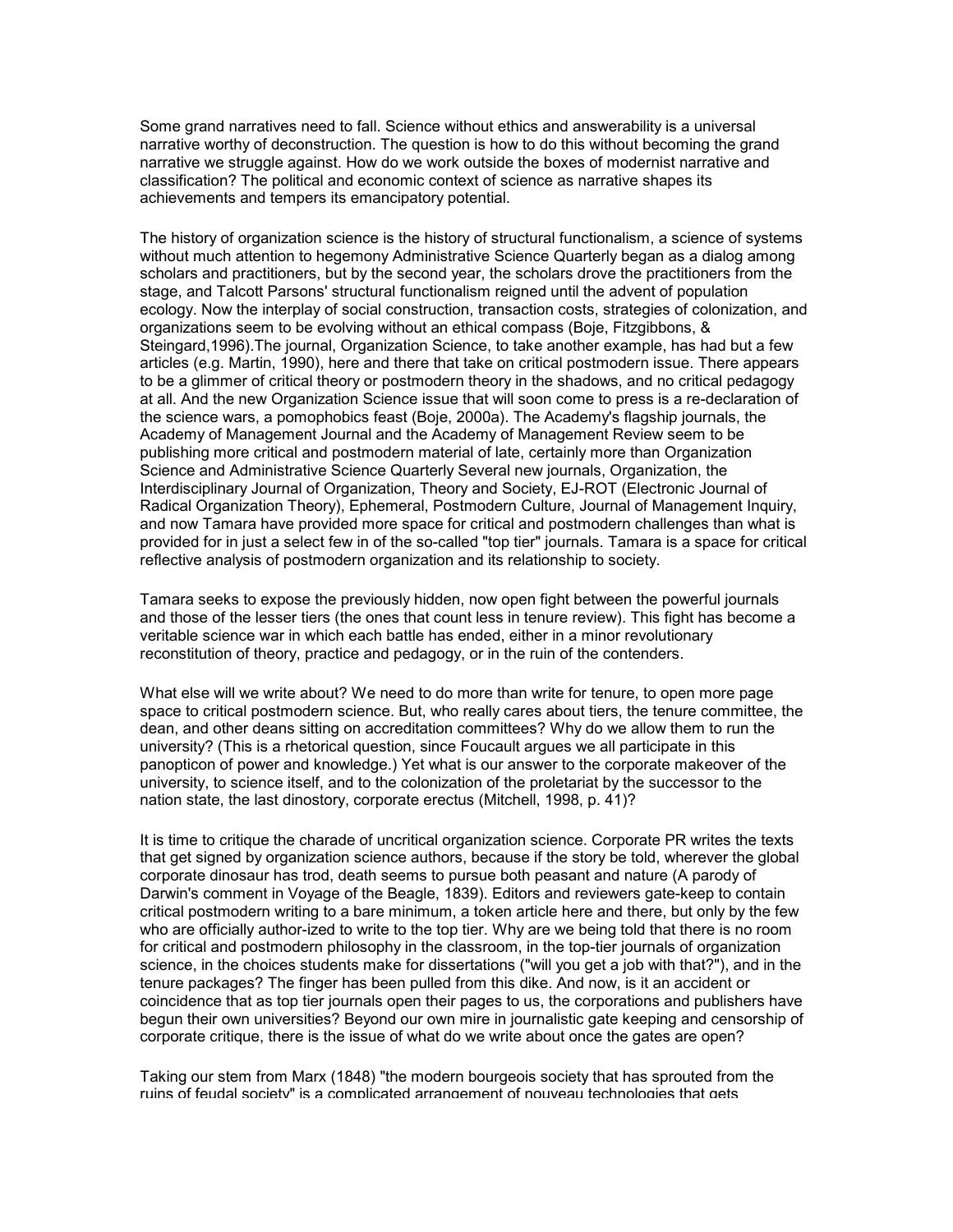Some grand narratives need to fall. Science without ethics and answerability is a universal narrative worthy of deconstruction. The question is how to do this without becoming the grand narrative we struggle against. How do we work outside the boxes of modernist narrative and classification? The political and economic context of science as narrative shapes its achievements and tempers its emancipatory potential.

The history of organization science is the history of structural functionalism, a science of systems without much attention to hegemony Administrative Science Quarterly began as a dialog among scholars and practitioners, but by the second year, the scholars drove the practitioners from the stage, and Talcott Parsons' structural functionalism reigned until the advent of population ecology. Now the interplay of social construction, transaction costs, strategies of colonization, and organizations seem to be evolving without an ethical compass (Boje, Fitzgibbons, & Steingard,1996).The journal, Organization Science, to take another example, has had but a few articles (e.g. Martin, 1990), here and there that take on critical postmodern issue. There appears to be a glimmer of critical theory or postmodern theory in the shadows, and no critical pedagogy at all. And the new Organization Science issue that will soon come to press is a re-declaration of the science wars, a pomophobics feast (Boje, 2000a). The Academy's flagship journals, the Academy of Management Journal and the Academy of Management Review seem to be publishing more critical and postmodern material of late, certainly more than Organization Science and Administrative Science Quarterly Several new journals, Organization, the Interdisciplinary Journal of Organization, Theory and Society, EJ-ROT (Electronic Journal of Radical Organization Theory), Ephemeral, Postmodern Culture, Journal of Management Inquiry, and now Tamara have provided more space for critical and postmodern challenges than what is provided for in just a select few in of the so-called "top tier" journals. Tamara is a space for critical reflective analysis of postmodern organization and its relationship to society.

Tamara seeks to expose the previously hidden, now open fight between the powerful journals and those of the lesser tiers (the ones that count less in tenure review). This fight has become a veritable science war in which each battle has ended, either in a minor revolutionary reconstitution of theory, practice and pedagogy, or in the ruin of the contenders.

What else will we write about? We need to do more than write for tenure, to open more page space to critical postmodern science. But, who really cares about tiers, the tenure committee, the dean, and other deans sitting on accreditation committees? Why do we allow them to run the university? (This is a rhetorical question, since Foucault argues we all participate in this panopticon of power and knowledge.) Yet what is our answer to the corporate makeover of the university, to science itself, and to the colonization of the proletariat by the successor to the nation state, the last dinostory, corporate erectus (Mitchell, 1998, p. 41)?

It is time to critique the charade of uncritical organization science. Corporate PR writes the texts that get signed by organization science authors, because if the story be told, wherever the global corporate dinosaur has trod, death seems to pursue both peasant and nature (A parody of Darwin's comment in Voyage of the Beagle, 1839). Editors and reviewers gate-keep to contain critical postmodern writing to a bare minimum, a token article here and there, but only by the few who are officially author-ized to write to the top tier. Why are we being told that there is no room for critical and postmodern philosophy in the classroom, in the top-tier journals of organization science, in the choices students make for dissertations ("will you get a job with that?"), and in the tenure packages? The finger has been pulled from this dike. And now, is it an accident or coincidence that as top tier journals open their pages to us, the corporations and publishers have begun their own universities? Beyond our own mire in journalistic gate keeping and censorship of corporate critique, there is the issue of what do we write about once the gates are open?

Taking our stem from Marx (1848) "the modern bourgeois society that has sprouted from the ruins of feudal society" is a complicated arrangement of nouveau technologies that gets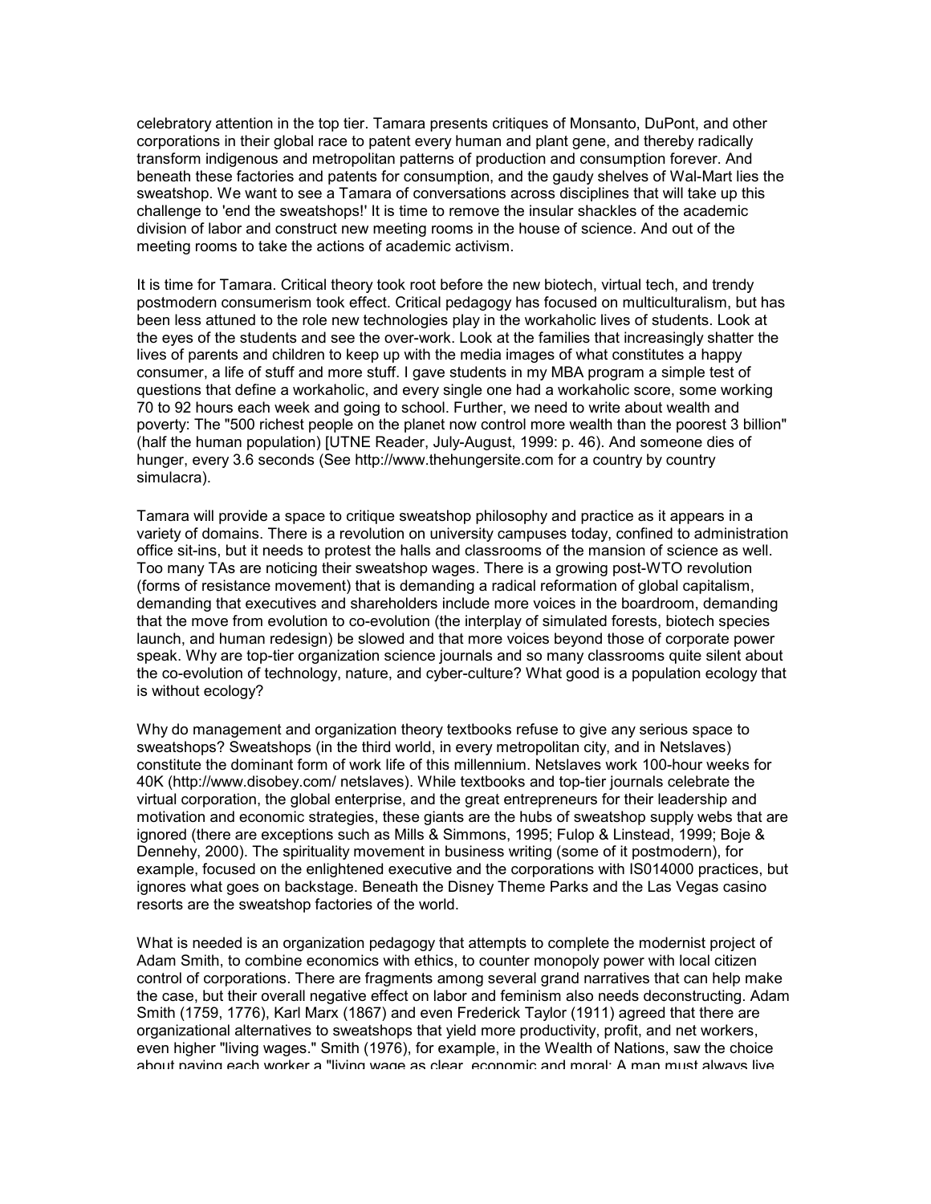celebratory attention in the top tier. Tamara presents critiques of Monsanto, DuPont, and other corporations in their global race to patent every human and plant gene, and thereby radically transform indigenous and metropolitan patterns of production and consumption forever. And beneath these factories and patents for consumption, and the gaudy shelves of Wal-Mart lies the sweatshop. We want to see a Tamara of conversations across disciplines that will take up this challenge to 'end the sweatshops!' It is time to remove the insular shackles of the academic division of labor and construct new meeting rooms in the house of science. And out of the meeting rooms to take the actions of academic activism.

It is time for Tamara. Critical theory took root before the new biotech, virtual tech, and trendy postmodern consumerism took effect. Critical pedagogy has focused on multiculturalism, but has been less attuned to the role new technologies play in the workaholic lives of students. Look at the eyes of the students and see the over-work. Look at the families that increasingly shatter the lives of parents and children to keep up with the media images of what constitutes a happy consumer, a life of stuff and more stuff. I gave students in my MBA program a simple test of questions that define a workaholic, and every single one had a workaholic score, some working 70 to 92 hours each week and going to school. Further, we need to write about wealth and poverty: The "500 richest people on the planet now control more wealth than the poorest 3 billion" (half the human population) [UTNE Reader, July-August, 1999: p. 46). And someone dies of hunger, every 3.6 seconds (See http://www.thehungersite.com for a country by country simulacra).

Tamara will provide a space to critique sweatshop philosophy and practice as it appears in a variety of domains. There is a revolution on university campuses today, confined to administration office sit-ins, but it needs to protest the halls and classrooms of the mansion of science as well. Too many TAs are noticing their sweatshop wages. There is a growing post-WTO revolution (forms of resistance movement) that is demanding a radical reformation of global capitalism, demanding that executives and shareholders include more voices in the boardroom, demanding that the move from evolution to co-evolution (the interplay of simulated forests, biotech species launch, and human redesign) be slowed and that more voices beyond those of corporate power speak. Why are top-tier organization science journals and so many classrooms quite silent about the co-evolution of technology, nature, and cyber-culture? What good is a population ecology that is without ecology?

Why do management and organization theory textbooks refuse to give any serious space to sweatshops? Sweatshops (in the third world, in every metropolitan city, and in Netslaves) constitute the dominant form of work life of this millennium. Netslaves work 100-hour weeks for 40K (http://www.disobey.com/ netslaves). While textbooks and top-tier journals celebrate the virtual corporation, the global enterprise, and the great entrepreneurs for their leadership and motivation and economic strategies, these giants are the hubs of sweatshop supply webs that are ignored (there are exceptions such as Mills & Simmons, 1995; Fulop & Linstead, 1999; Boje & Dennehy, 2000). The spirituality movement in business writing (some of it postmodern), for example, focused on the enlightened executive and the corporations with IS014000 practices, but ignores what goes on backstage. Beneath the Disney Theme Parks and the Las Vegas casino resorts are the sweatshop factories of the world.

What is needed is an organization pedagogy that attempts to complete the modernist project of Adam Smith, to combine economics with ethics, to counter monopoly power with local citizen control of corporations. There are fragments among several grand narratives that can help make the case, but their overall negative effect on labor and feminism also needs deconstructing. Adam Smith (1759, 1776), Karl Marx (1867) and even Frederick Taylor (1911) agreed that there are organizational alternatives to sweatshops that yield more productivity, profit, and net workers, even higher "living wages." Smith (1976), for example, in the Wealth of Nations, saw the choice about paying each worker a "living wage as clear, economic and moral: A man must always live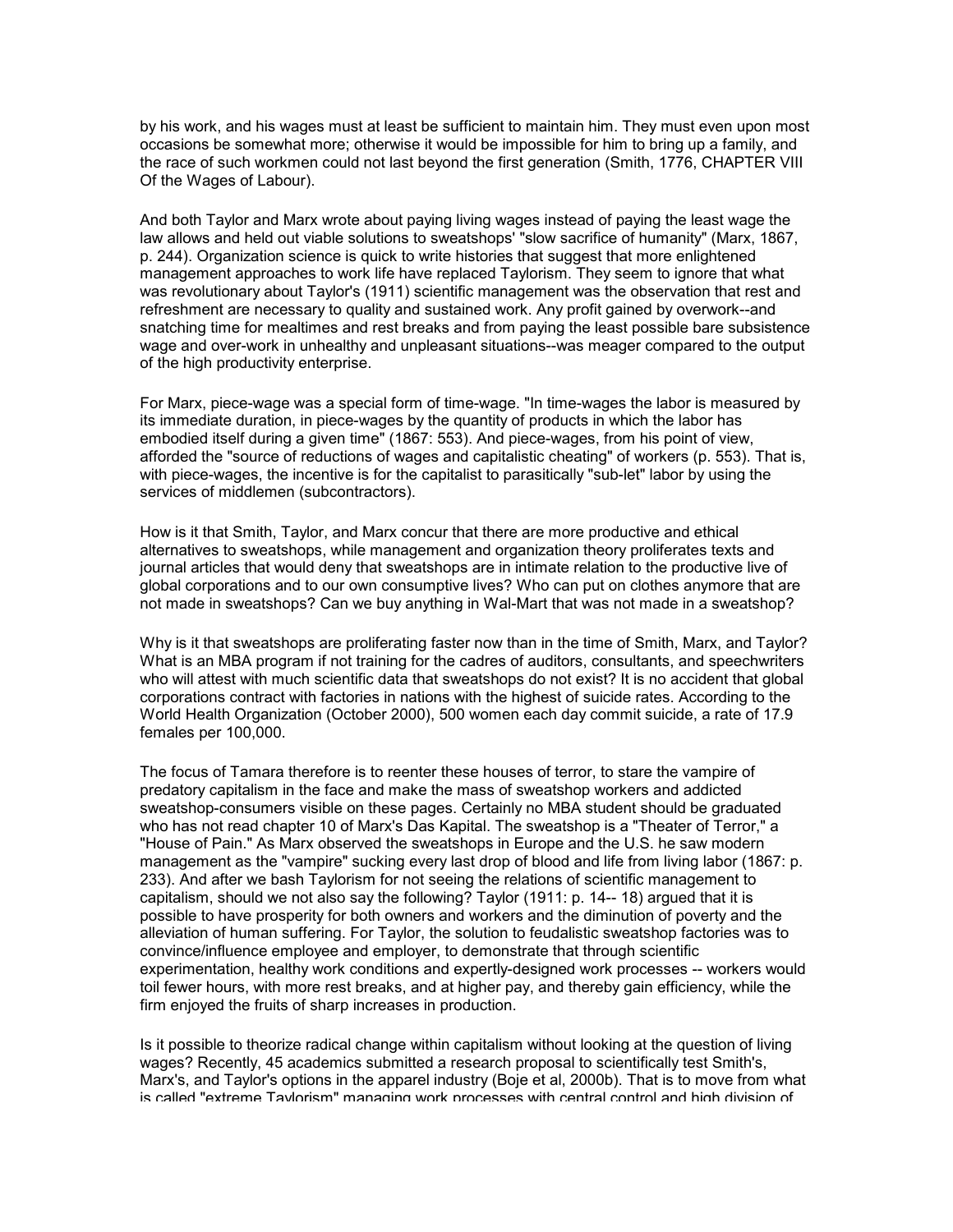by his work, and his wages must at least be sufficient to maintain him. They must even upon most occasions be somewhat more; otherwise it would be impossible for him to bring up a family, and the race of such workmen could not last beyond the first generation (Smith, 1776, CHAPTER VIII Of the Wages of Labour).

And both Taylor and Marx wrote about paying living wages instead of paying the least wage the law allows and held out viable solutions to sweatshops' "slow sacrifice of humanity" (Marx, 1867, p. 244). Organization science is quick to write histories that suggest that more enlightened management approaches to work life have replaced Taylorism. They seem to ignore that what was revolutionary about Taylor's (1911) scientific management was the observation that rest and refreshment are necessary to quality and sustained work. Any profit gained by overwork--and snatching time for mealtimes and rest breaks and from paying the least possible bare subsistence wage and over-work in unhealthy and unpleasant situations--was meager compared to the output of the high productivity enterprise.

For Marx, piece-wage was a special form of time-wage. "In time-wages the labor is measured by its immediate duration, in piece-wages by the quantity of products in which the labor has embodied itself during a given time" (1867: 553). And piece-wages, from his point of view, afforded the "source of reductions of wages and capitalistic cheating" of workers (p. 553). That is, with piece-wages, the incentive is for the capitalist to parasitically "sub-let" labor by using the services of middlemen (subcontractors).

How is it that Smith, Taylor, and Marx concur that there are more productive and ethical alternatives to sweatshops, while management and organization theory proliferates texts and journal articles that would deny that sweatshops are in intimate relation to the productive live of global corporations and to our own consumptive lives? Who can put on clothes anymore that are not made in sweatshops? Can we buy anything in Wal-Mart that was not made in a sweatshop?

Why is it that sweatshops are proliferating faster now than in the time of Smith, Marx, and Taylor? What is an MBA program if not training for the cadres of auditors, consultants, and speechwriters who will attest with much scientific data that sweatshops do not exist? It is no accident that global corporations contract with factories in nations with the highest of suicide rates. According to the World Health Organization (October 2000), 500 women each day commit suicide, a rate of 17.9 females per 100,000.

The focus of Tamara therefore is to reenter these houses of terror, to stare the vampire of predatory capitalism in the face and make the mass of sweatshop workers and addicted sweatshop-consumers visible on these pages. Certainly no MBA student should be graduated who has not read chapter 10 of Marx's Das Kapital. The sweatshop is a "Theater of Terror," a "House of Pain." As Marx observed the sweatshops in Europe and the U.S. he saw modern management as the "vampire" sucking every last drop of blood and life from living labor (1867: p. 233). And after we bash Taylorism for not seeing the relations of scientific management to capitalism, should we not also say the following? Taylor (1911: p. 14-- 18) argued that it is possible to have prosperity for both owners and workers and the diminution of poverty and the alleviation of human suffering. For Taylor, the solution to feudalistic sweatshop factories was to convince/influence employee and employer, to demonstrate that through scientific experimentation, healthy work conditions and expertly-designed work processes -- workers would toil fewer hours, with more rest breaks, and at higher pay, and thereby gain efficiency, while the firm enjoyed the fruits of sharp increases in production.

Is it possible to theorize radical change within capitalism without looking at the question of living wages? Recently, 45 academics submitted a research proposal to scientifically test Smith's, Marx's, and Taylor's options in the apparel industry (Boje et al, 2000b). That is to move from what is called "extreme Taylorism" managing work processes with central control and high division of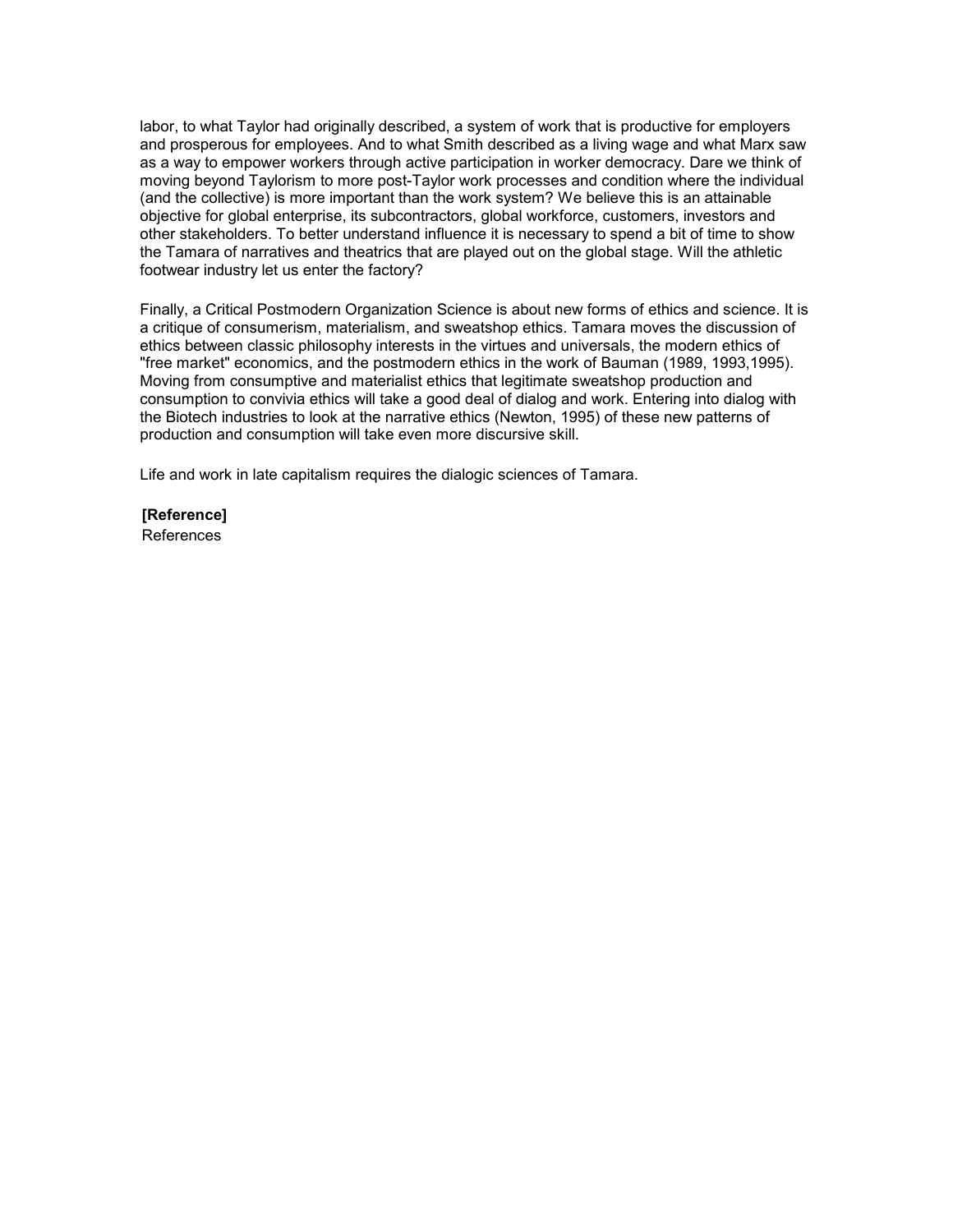labor, to what Taylor had originally described, a system of work that is productive for employers and prosperous for employees. And to what Smith described as a living wage and what Marx saw as a way to empower workers through active participation in worker democracy. Dare we think of moving beyond Taylorism to more post-Taylor work processes and condition where the individual (and the collective) is more important than the work system? We believe this is an attainable objective for global enterprise, its subcontractors, global workforce, customers, investors and other stakeholders. To better understand influence it is necessary to spend a bit of time to show the Tamara of narratives and theatrics that are played out on the global stage. Will the athletic footwear industry let us enter the factory?

Finally, a Critical Postmodern Organization Science is about new forms of ethics and science. It is a critique of consumerism, materialism, and sweatshop ethics. Tamara moves the discussion of ethics between classic philosophy interests in the virtues and universals, the modern ethics of "free market" economics, and the postmodern ethics in the work of Bauman (1989, 1993,1995). Moving from consumptive and materialist ethics that legitimate sweatshop production and consumption to convivia ethics will take a good deal of dialog and work. Entering into dialog with the Biotech industries to look at the narrative ethics (Newton, 1995) of these new patterns of production and consumption will take even more discursive skill.

Life and work in late capitalism requires the dialogic sciences of Tamara.

**[Reference]**

References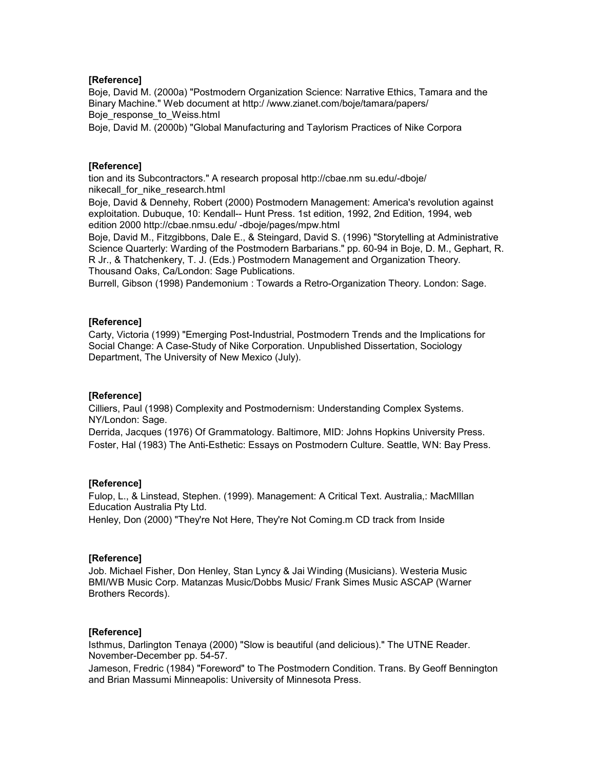**[Reference]**

Boje, David M. (2000a) "Postmodern Organization Science: Narrative Ethics, Tamara and the Binary Machine." Web document at http:/ /www.zianet.com/boje/tamara/papers/ Boje_response_to_Weiss.html

Boje, David M. (2000b) "Global Manufacturing and Taylorism Practices of Nike Corpora

**[Reference]**

tion and its Subcontractors." A research proposal http://cbae.nm su.edu/-dboje/ nikecall_for_nike_research.html

Boje, David & Dennehy, Robert (2000) Postmodern Management: America's revolution against exploitation. Dubuque, 10: Kendall-- Hunt Press. 1st edition, 1992, 2nd Edition, 1994, web edition 2000 http://cbae.nmsu.edu/ -dboje/pages/mpw.html

Boje, David M., Fitzgibbons, Dale E., & Steingard, David S. (1996) "Storytelling at Administrative Science Quarterly: Warding of the Postmodern Barbarians." pp. 60-94 in Boje, D. M., Gephart, R. R Jr., & Thatchenkery, T. J. (Eds.) Postmodern Management and Organization Theory. Thousand Oaks, Ca/London: Sage Publications.

Burrell, Gibson (1998) Pandemonium : Towards a Retro-Organization Theory. London: Sage.

**[Reference]**

Carty, Victoria (1999) "Emerging Post-Industrial, Postmodern Trends and the Implications for Social Change: A Case-Study of Nike Corporation. Unpublished Dissertation, Sociology Department, The University of New Mexico (July).

**[Reference]**

Cilliers, Paul (1998) Complexity and Postmodernism: Understanding Complex Systems. NY/London: Sage.

Derrida, Jacques (1976) Of Grammatology. Baltimore, MID: Johns Hopkins University Press.

Foster, Hal (1983) The Anti-Esthetic: Essays on Postmodern Culture. Seattle, WN: Bay Press.

**[Reference]**

Fulop, L., & Linstead, Stephen. (1999). Management: A Critical Text. Australia,: MacMIllan Education Australia Pty Ltd.

Henley, Don (2000) "They're Not Here, They're Not Coming.m CD track from Inside

**[Reference]**

Job. Michael Fisher, Don Henley, Stan Lyncy & Jai Winding (Musicians). Westeria Music BMI/WB Music Corp. Matanzas Music/Dobbs Music/ Frank Simes Music ASCAP (Warner Brothers Records).

**[Reference]**

Isthmus, Darlington Tenaya (2000) "Slow is beautiful (and delicious)." The UTNE Reader. November-December pp. 54-57.

Jameson, Fredric (1984) "Foreword" to The Postmodern Condition. Trans. By Geoff Bennington and Brian Massumi Minneapolis: University of Minnesota Press.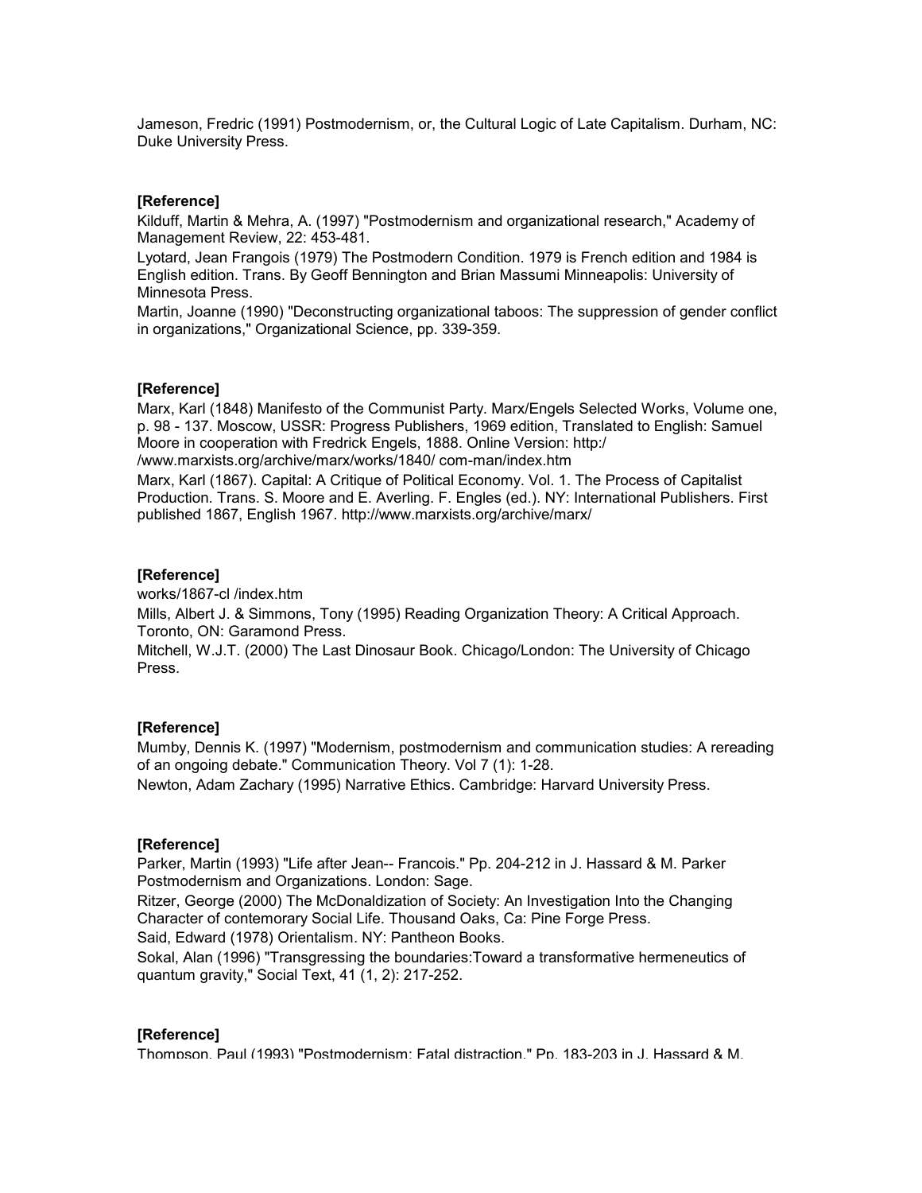Jameson, Fredric (1991) Postmodernism, or, the Cultural Logic of Late Capitalism. Durham, NC: Duke University Press.

**[Reference]**

Kilduff, Martin & Mehra, A. (1997) "Postmodernism and organizational research," Academy of Management Review, 22: 453-481.

Lyotard, Jean Frangois (1979) The Postmodern Condition. 1979 is French edition and 1984 is English edition. Trans. By Geoff Bennington and Brian Massumi Minneapolis: University of Minnesota Press.

Martin, Joanne (1990) "Deconstructing organizational taboos: The suppression of gender conflict in organizations," Organizational Science, pp. 339-359.

**[Reference]**

Marx, Karl (1848) Manifesto of the Communist Party. Marx/Engels Selected Works, Volume one, p. 98 - 137. Moscow, USSR: Progress Publishers, 1969 edition, Translated to English: Samuel Moore in cooperation with Fredrick Engels, 1888. Online Version: http:/ /www.marxists.org/archive/marx/works/1840/ com-man/index.htm

Marx, Karl (1867). Capital: A Critique of Political Economy. Vol. 1. The Process of Capitalist Production. Trans. S. Moore and E. Averling. F. Engles (ed.). NY: International Publishers. First published 1867, English 1967. http://www.marxists.org/archive/marx/

**[Reference]**

works/1867-cl /index.htm

Mills, Albert J. & Simmons, Tony (1995) Reading Organization Theory: A Critical Approach. Toronto, ON: Garamond Press.

Mitchell, W.J.T. (2000) The Last Dinosaur Book. Chicago/London: The University of Chicago Press.

**[Reference]**

Mumby, Dennis K. (1997) "Modernism, postmodernism and communication studies: A rereading of an ongoing debate." Communication Theory. Vol 7 (1): 1-28.

Newton, Adam Zachary (1995) Narrative Ethics. Cambridge: Harvard University Press.

**[Reference]**

Parker, Martin (1993) "Life after Jean-- Francois." Pp. 204-212 in J. Hassard & M. Parker Postmodernism and Organizations. London: Sage.

Ritzer, George (2000) The McDonaldization of Society: An Investigation Into the Changing Character of contemorary Social Life. Thousand Oaks, Ca: Pine Forge Press.

Said, Edward (1978) Orientalism. NY: Pantheon Books.

Sokal, Alan (1996) "Transgressing the boundaries:Toward a transformative hermeneutics of quantum gravity," Social Text, 41 (1, 2): 217-252.

**[Reference]**

Thompson, Paul (1993) "Postmodernism: Fatal distraction." Pp. 183-203 in J. Hassard & M.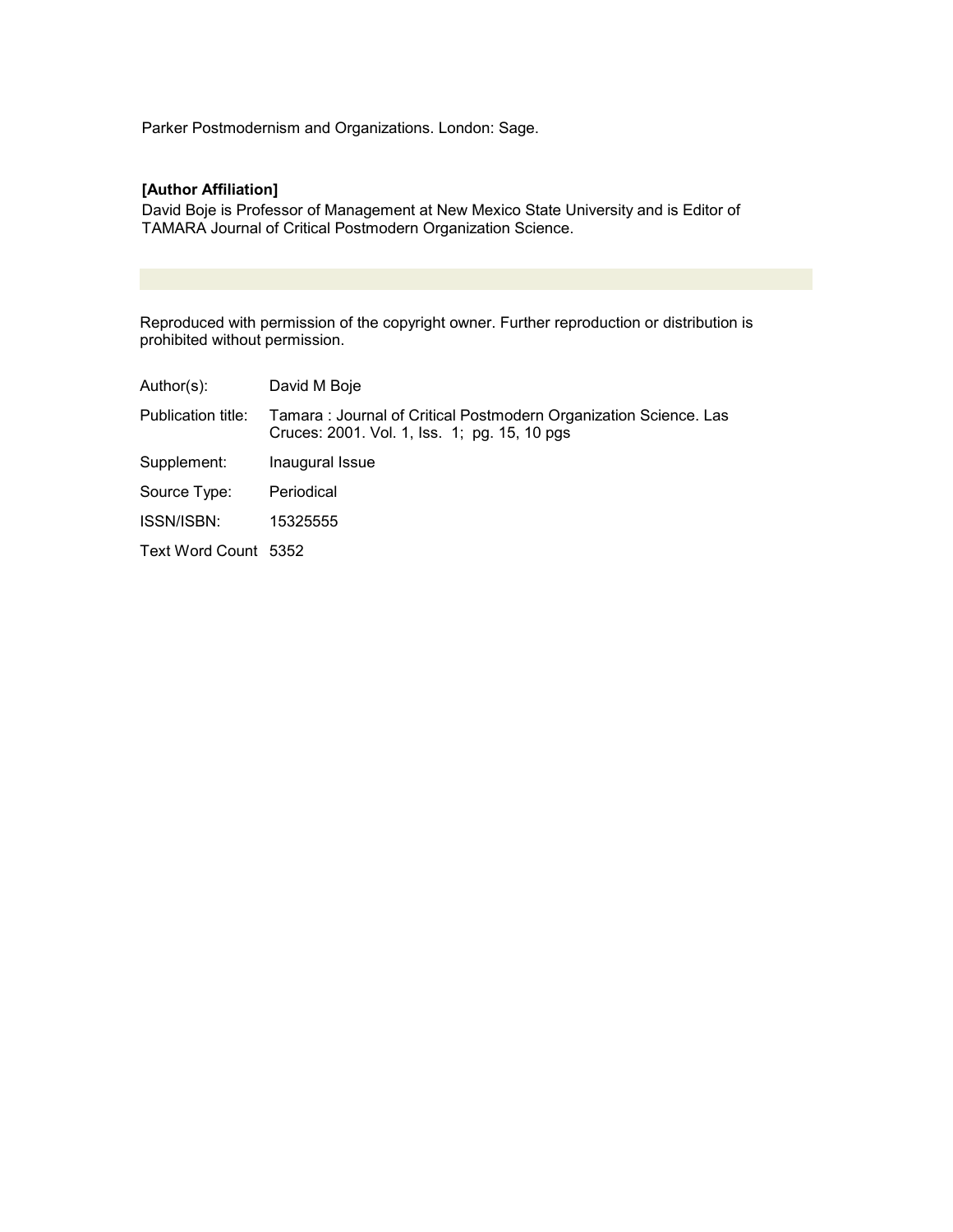Parker Postmodernism and Organizations. London: Sage.

**[Author Affiliation]**

David Boje is Professor of Management at New Mexico State University and is Editor of TAMARA Journal of Critical Postmodern Organization Science.

Reproduced with permission of the copyright owner. Further reproduction or distribution is prohibited without permission.

| | |
|---|---|
| Author(s): | David M Boje |
| Publication title: | Tamara : Journal of Critical Postmodern Organization Science. Las Cruces: 2001. Vol. 1, Iss. 1; pg. 15, 10 pgs |
| Supplement: | Inaugural Issue |
| Source Type: | Periodical |
| ISSN/ISBN: | 15325555 |
| Text Word Count | 5352 |